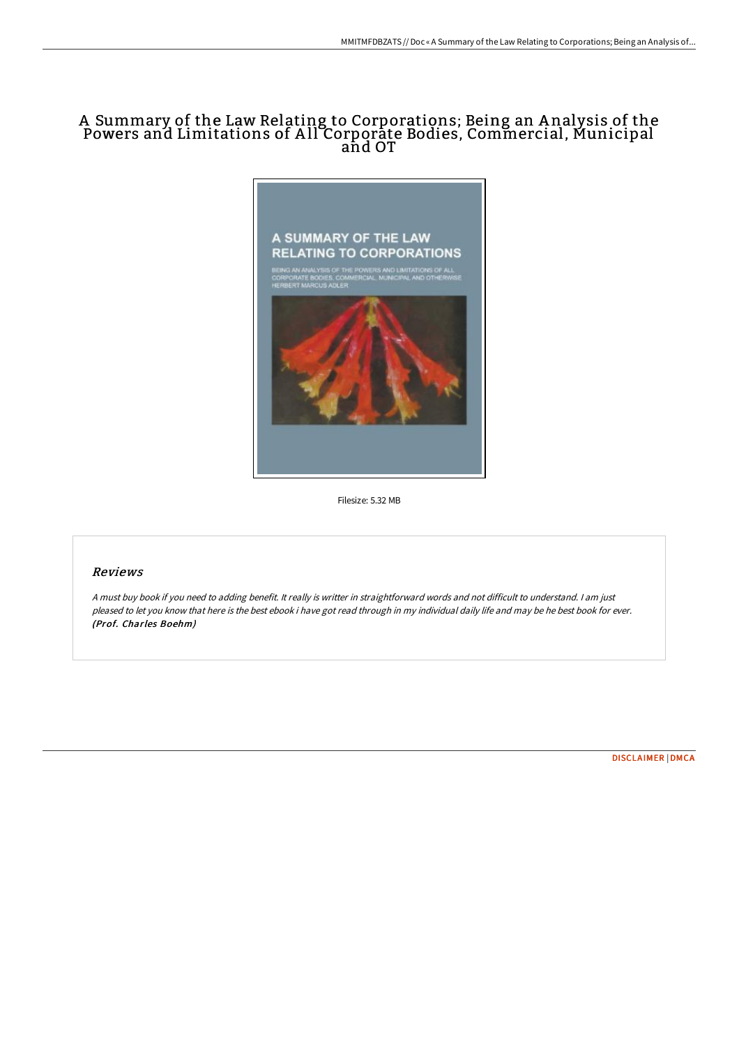# A Summary of the Law Relating to Corporations; Being an Analysis of the Powers and Limitations of All Corporate Bodies, Commercial, Municipal and OT

Filesize: 5.32 MB

## Reviews

*A must buy book if you need to adding benefit. It really is writter in straightforward words and not difficult to understand. I am just pleased to let you know that here is the best ebook i have got read through in my individual daily life and may be he best book for ever.* ***(Prof. Charles Boehm)***

DISCLAIMER | DMCA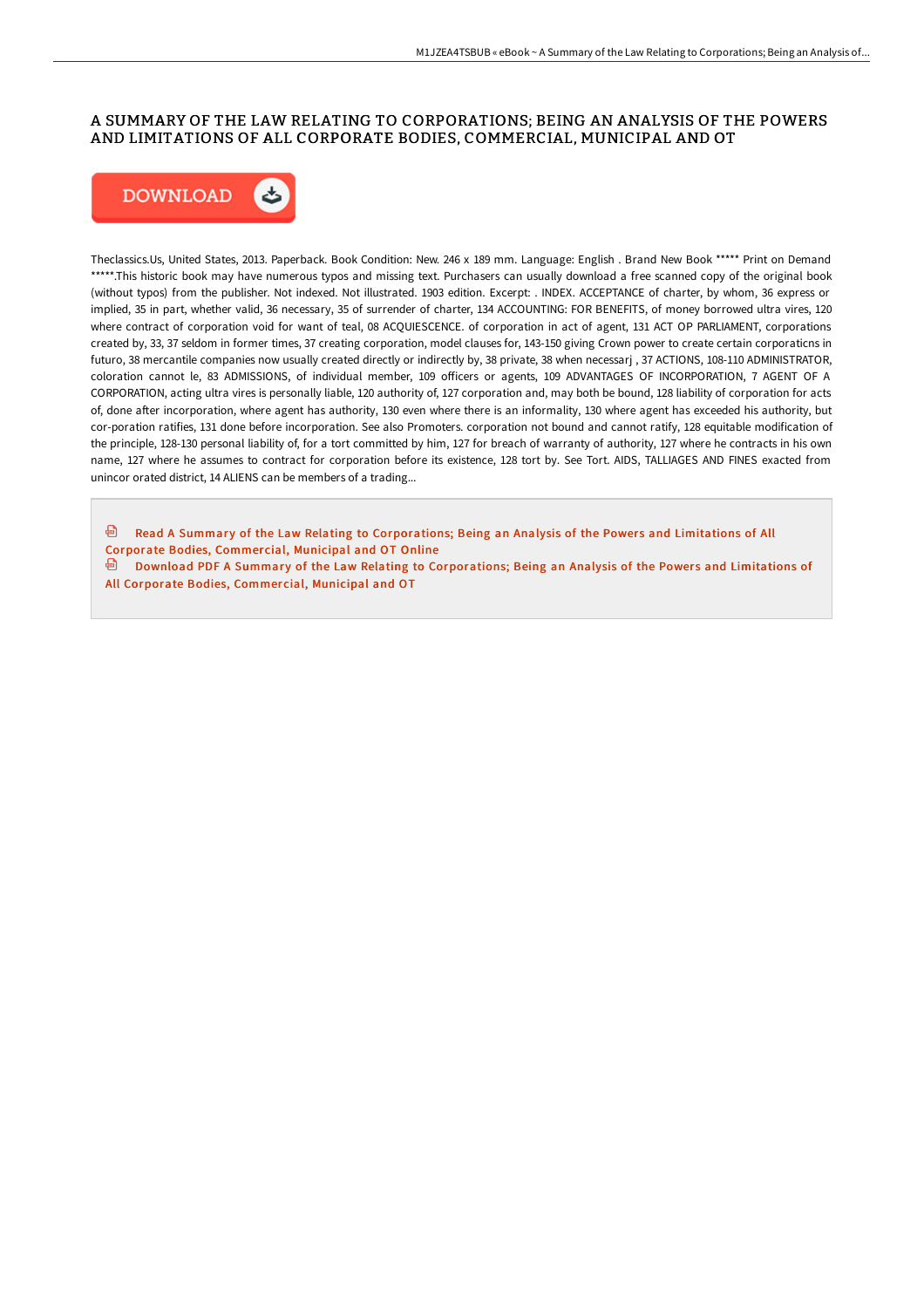# A SUMMARY OF THE LAW RELATING TO CORPORATIONS; BEING AN ANALYSIS OF THE POWERS AND LIMITATIONS OF ALL CORPORATE BODIES, COMMERCIAL, MUNICIPAL AND OT

DOWNLOAD

Theclassics.Us, United States, 2013. Paperback. Book Condition: New. 246 x 189 mm. Language: English . Brand New Book ***** Print on Demand *****.This historic book may have numerous typos and missing text. Purchasers can usually download a free scanned copy of the original book (without typos) from the publisher. Not indexed. Not illustrated. 1903 edition. Excerpt: . INDEX. ACCEPTANCE of charter, by whom, 36 express or implied, 35 in part, whether valid, 36 necessary, 35 of surrender of charter, 134 ACCOUNTING: FOR BENEFITS, of money borrowed ultra vires, 120 where contract of corporation void for want of teal, 08 ACQUIESCENCE. of corporation in act of agent, 131 ACT OP PARLIAMENT, corporations created by, 33, 37 seldom in former times, 37 creating corporation, model clauses for, 143-150 giving Crown power to create certain corporaticns in futuro, 38 mercantile companies now usually created directly or indirectly by, 38 private, 38 when necessarj , 37 ACTIONS, 108-110 ADMINISTRATOR, coloration cannot le, 83 ADMISSIONS, of individual member, 109 officers or agents, 109 ADVANTAGES OF INCORPORATION, 7 AGENT OF A CORPORATION, acting ultra vires is personally liable, 120 authority of, 127 corporation and, may both be bound, 128 liability of corporation for acts of, done after incorporation, where agent has authority, 130 even where there is an informality, 130 where agent has exceeded his authority, but cor-poration ratifies, 131 done before incorporation. See also Promoters. corporation not bound and cannot ratify, 128 equitable modification of the principle, 128-130 personal liability of, for a tort committed by him, 127 for breach of warranty of authority, 127 where he contracts in his own name, 127 where he assumes to contract for corporation before its existence, 128 tort by. See Tort. AIDS, TALLIAGES AND FINES exacted from unincor orated district, 14 ALIENS can be members of a trading...

Read A Summary of the Law Relating to Corporations; Being an Analysis of the Powers and Limitations of All Corporate Bodies, Commercial, Municipal and OT Online

Download PDF A Summary of the Law Relating to Corporations; Being an Analysis of the Powers and Limitations of All Corporate Bodies, Commercial, Municipal and OT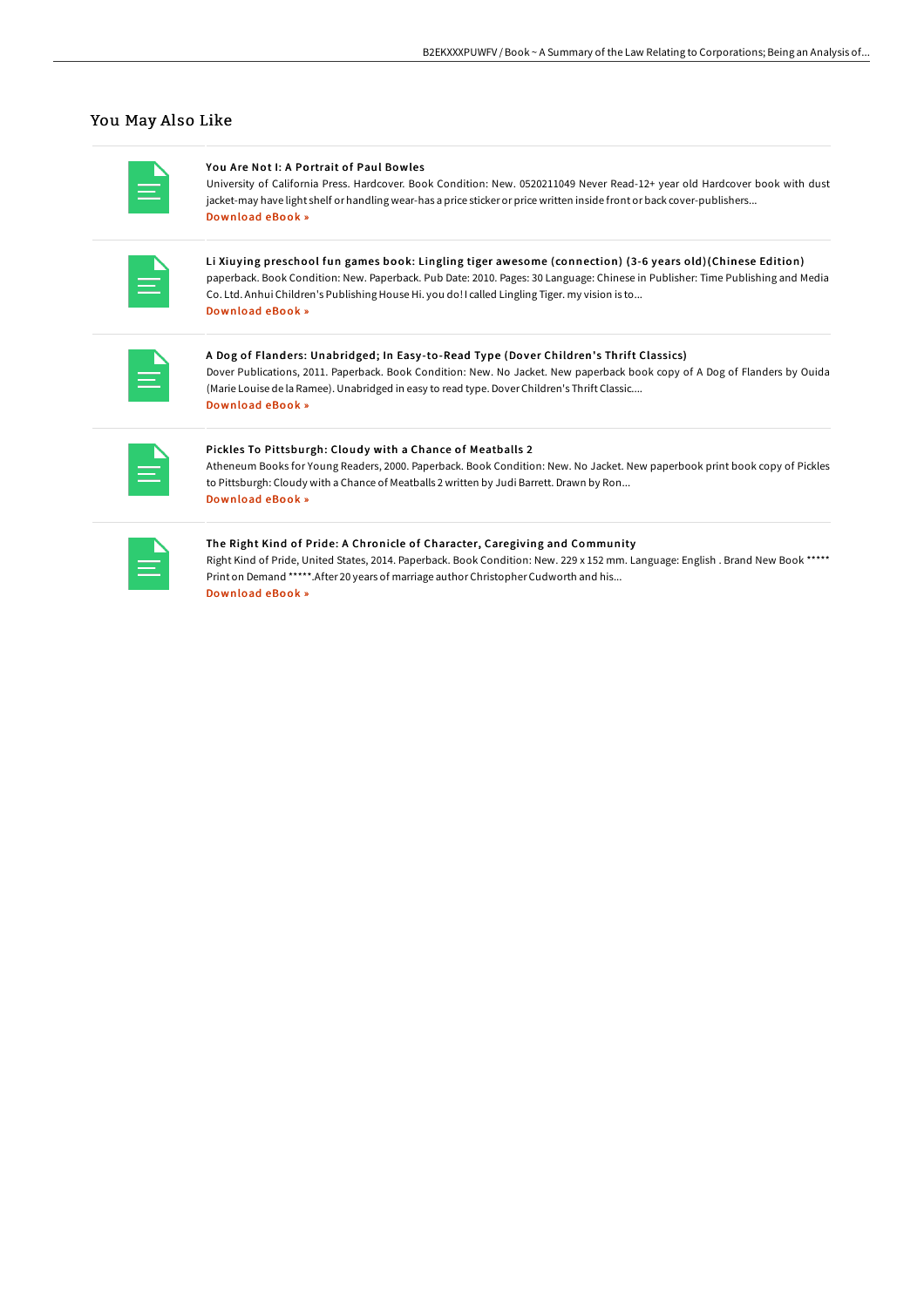## You May Also Like

### You Are Not I: A Portrait of Paul Bowles

University of California Press. Hardcover. Book Condition: New. 0520211049 Never Read-12+ year old Hardcover book with dust jacket-may have light shelf or handling wear-has a price sticker or price written inside front or back cover-publishers...
Download eBook »

### Li Xiuying preschool fun games book: Lingling tiger awesome (connection) (3-6 years old)(Chinese Edition)

paperback. Book Condition: New. Paperback. Pub Date: 2010. Pages: 30 Language: Chinese in Publisher: Time Publishing and Media Co. Ltd. Anhui Children's Publishing House Hi. you do! I called Lingling Tiger. my vision is to...
Download eBook »

### A Dog of Flanders: Unabridged; In Easy-to-Read Type (Dover Children's Thrift Classics)

Dover Publications, 2011. Paperback. Book Condition: New. No Jacket. New paperback book copy of A Dog of Flanders by Ouida (Marie Louise de la Ramee). Unabridged in easy to read type. Dover Children's Thrift Classic....
Download eBook »

### Pickles To Pittsburgh: Cloudy with a Chance of Meatballs 2

Atheneum Books for Young Readers, 2000. Paperback. Book Condition: New. No Jacket. New paperbook print book copy of Pickles to Pittsburgh: Cloudy with a Chance of Meatballs 2 written by Judi Barrett. Drawn by Ron...
Download eBook »

### The Right Kind of Pride: A Chronicle of Character, Caregiving and Community

Right Kind of Pride, United States, 2014. Paperback. Book Condition: New. 229 x 152 mm. Language: English . Brand New Book ***** Print on Demand *****.After 20 years of marriage author Christopher Cudworth and his...
Download eBook »